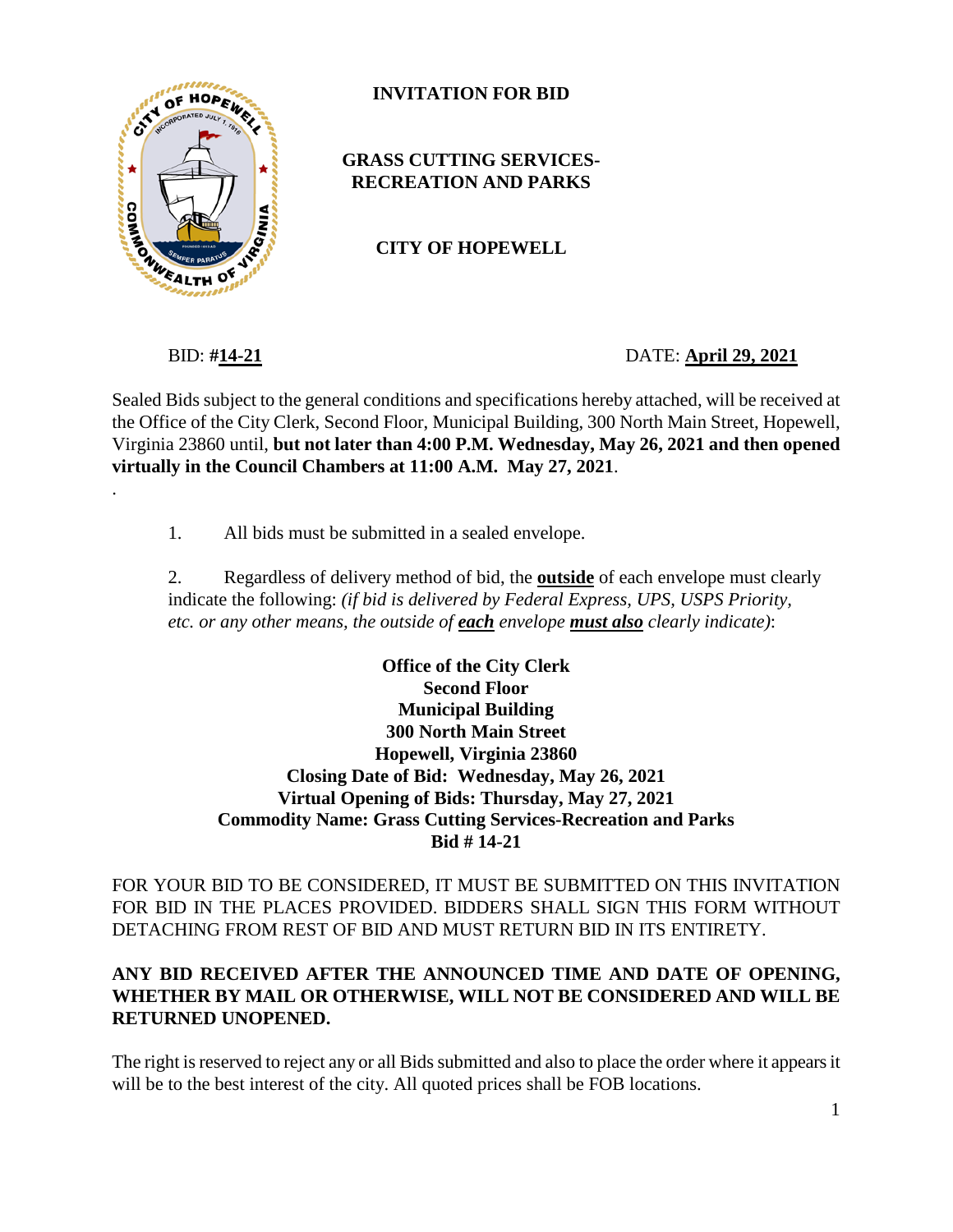# INVITATION FOR BID

## GRASS CUTTING SERVICES-RECREATION AND PARKS

## CITY OF HOPEWELL

BID: **#14-21** DATE: **April 29, 2021**

Sealed Bids subject to the general conditions and specifications hereby attached, will be received at the Office of the City Clerk, Second Floor, Municipal Building, 300 North Main Street, Hopewell, Virginia 23860 until, **but not later than 4:00 P.M. Wednesday, May 26, 2021 and then opened virtually in the Council Chambers at 11:00 A.M. May 27, 2021**.

.

1. All bids must be submitted in a sealed envelope.

2. Regardless of delivery method of bid, the **outside** of each envelope must clearly indicate the following: *(if bid is delivered by Federal Express, UPS, USPS Priority, etc. or any other means, the outside of **each** envelope **must also** clearly indicate)*:

**Office of the City Clerk**
**Second Floor**
**Municipal Building**
**300 North Main Street**
**Hopewell, Virginia 23860**
**Closing Date of Bid: Wednesday, May 26, 2021**
**Virtual Opening of Bids: Thursday, May 27, 2021**
**Commodity Name: Grass Cutting Services-Recreation and Parks**
**Bid # 14-21**

FOR YOUR BID TO BE CONSIDERED, IT MUST BE SUBMITTED ON THIS INVITATION FOR BID IN THE PLACES PROVIDED. BIDDERS SHALL SIGN THIS FORM WITHOUT DETACHING FROM REST OF BID AND MUST RETURN BID IN ITS ENTIRETY.

**ANY BID RECEIVED AFTER THE ANNOUNCED TIME AND DATE OF OPENING, WHETHER BY MAIL OR OTHERWISE, WILL NOT BE CONSIDERED AND WILL BE RETURNED UNOPENED.**

The right is reserved to reject any or all Bids submitted and also to place the order where it appears it will be to the best interest of the city. All quoted prices shall be FOB locations.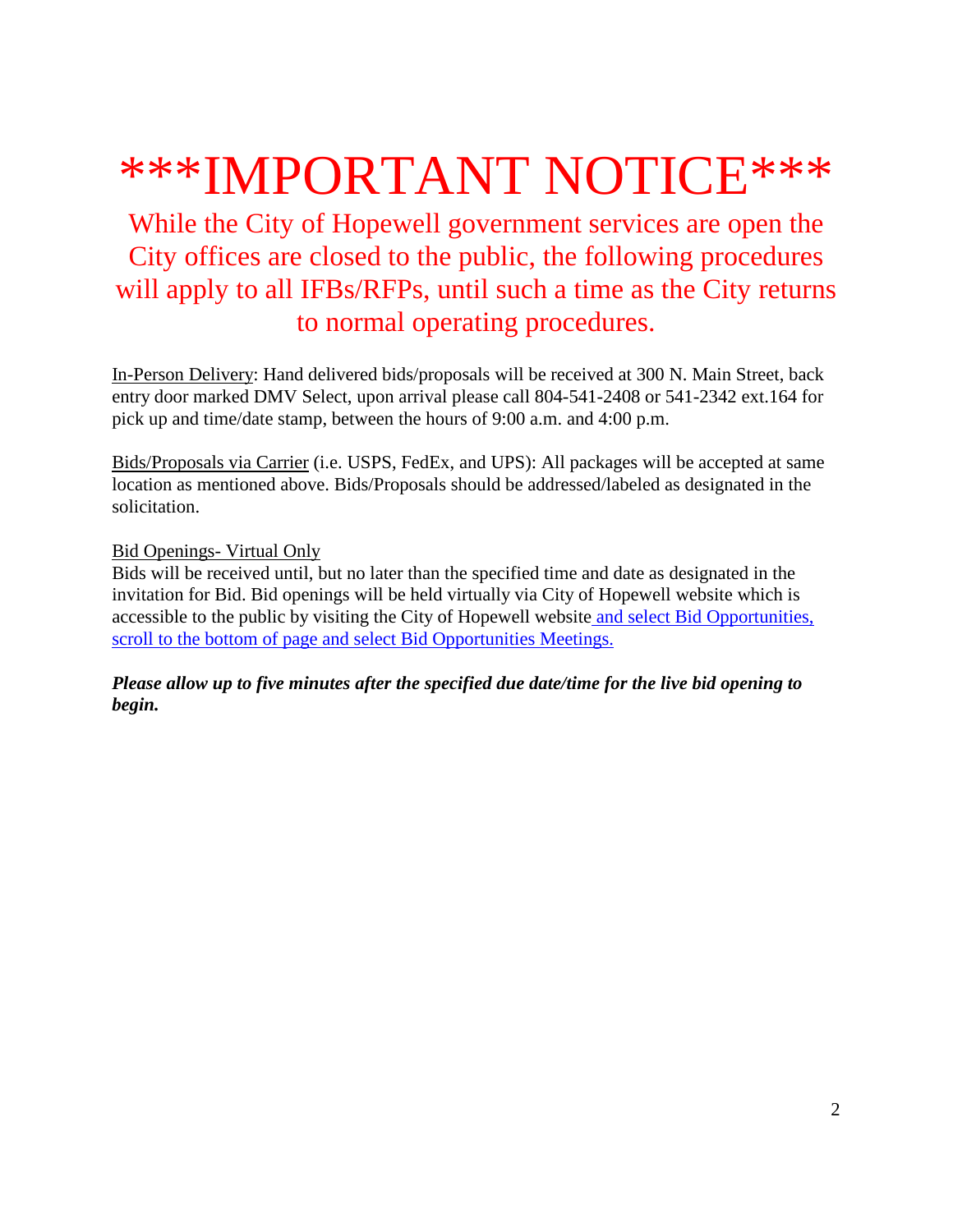# ***IMPORTANT NOTICE***

## While the City of Hopewell government services are open the City offices are closed to the public, the following procedures will apply to all IFBs/RFPs, until such a time as the City returns to normal operating procedures.

In-Person Delivery: Hand delivered bids/proposals will be received at 300 N. Main Street, back entry door marked DMV Select, upon arrival please call 804-541-2408 or 541-2342 ext.164 for pick up and time/date stamp, between the hours of 9:00 a.m. and 4:00 p.m.

Bids/Proposals via Carrier (i.e. USPS, FedEx, and UPS): All packages will be accepted at same location as mentioned above. Bids/Proposals should be addressed/labeled as designated in the solicitation.

Bid Openings- Virtual Only
Bids will be received until, but no later than the specified time and date as designated in the invitation for Bid. Bid openings will be held virtually via City of Hopewell website which is accessible to the public by visiting the City of Hopewell website and select Bid Opportunities, scroll to the bottom of page and select Bid Opportunities Meetings.

***Please allow up to five minutes after the specified due date/time for the live bid opening to begin.***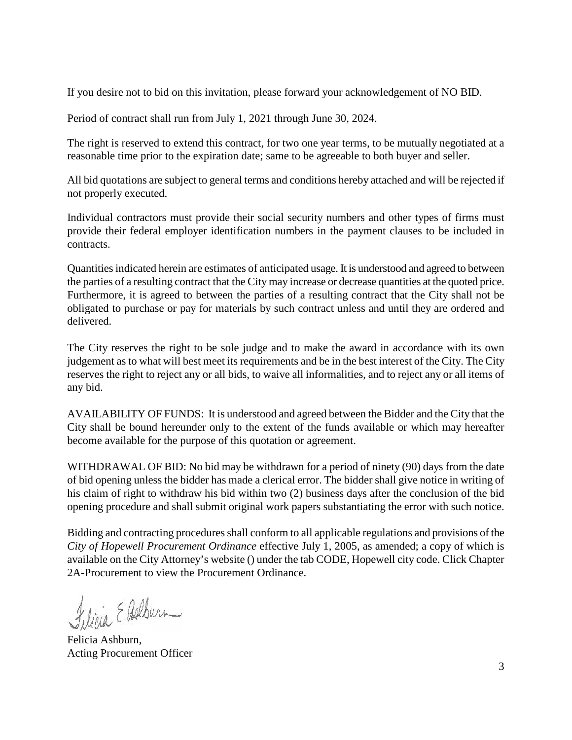If you desire not to bid on this invitation, please forward your acknowledgement of NO BID.

Period of contract shall run from July 1, 2021 through June 30, 2024.

The right is reserved to extend this contract, for two one year terms, to be mutually negotiated at a reasonable time prior to the expiration date; same to be agreeable to both buyer and seller.

All bid quotations are subject to general terms and conditions hereby attached and will be rejected if not properly executed.

Individual contractors must provide their social security numbers and other types of firms must provide their federal employer identification numbers in the payment clauses to be included in contracts.

Quantities indicated herein are estimates of anticipated usage. It is understood and agreed to between the parties of a resulting contract that the City may increase or decrease quantities at the quoted price. Furthermore, it is agreed to between the parties of a resulting contract that the City shall not be obligated to purchase or pay for materials by such contract unless and until they are ordered and delivered.

The City reserves the right to be sole judge and to make the award in accordance with its own judgement as to what will best meet its requirements and be in the best interest of the City. The City reserves the right to reject any or all bids, to waive all informalities, and to reject any or all items of any bid.

AVAILABILITY OF FUNDS: It is understood and agreed between the Bidder and the City that the City shall be bound hereunder only to the extent of the funds available or which may hereafter become available for the purpose of this quotation or agreement.

WITHDRAWAL OF BID: No bid may be withdrawn for a period of ninety (90) days from the date of bid opening unless the bidder has made a clerical error. The bidder shall give notice in writing of his claim of right to withdraw his bid within two (2) business days after the conclusion of the bid opening procedure and shall submit original work papers substantiating the error with such notice.

Bidding and contracting procedures shall conform to all applicable regulations and provisions of the *City of Hopewell Procurement Ordinance* effective July 1, 2005, as amended; a copy of which is available on the City Attorney's website () under the tab CODE, Hopewell city code. Click Chapter 2A-Procurement to view the Procurement Ordinance.

Felicia E. Ashburn

Felicia Ashburn,
Acting Procurement Officer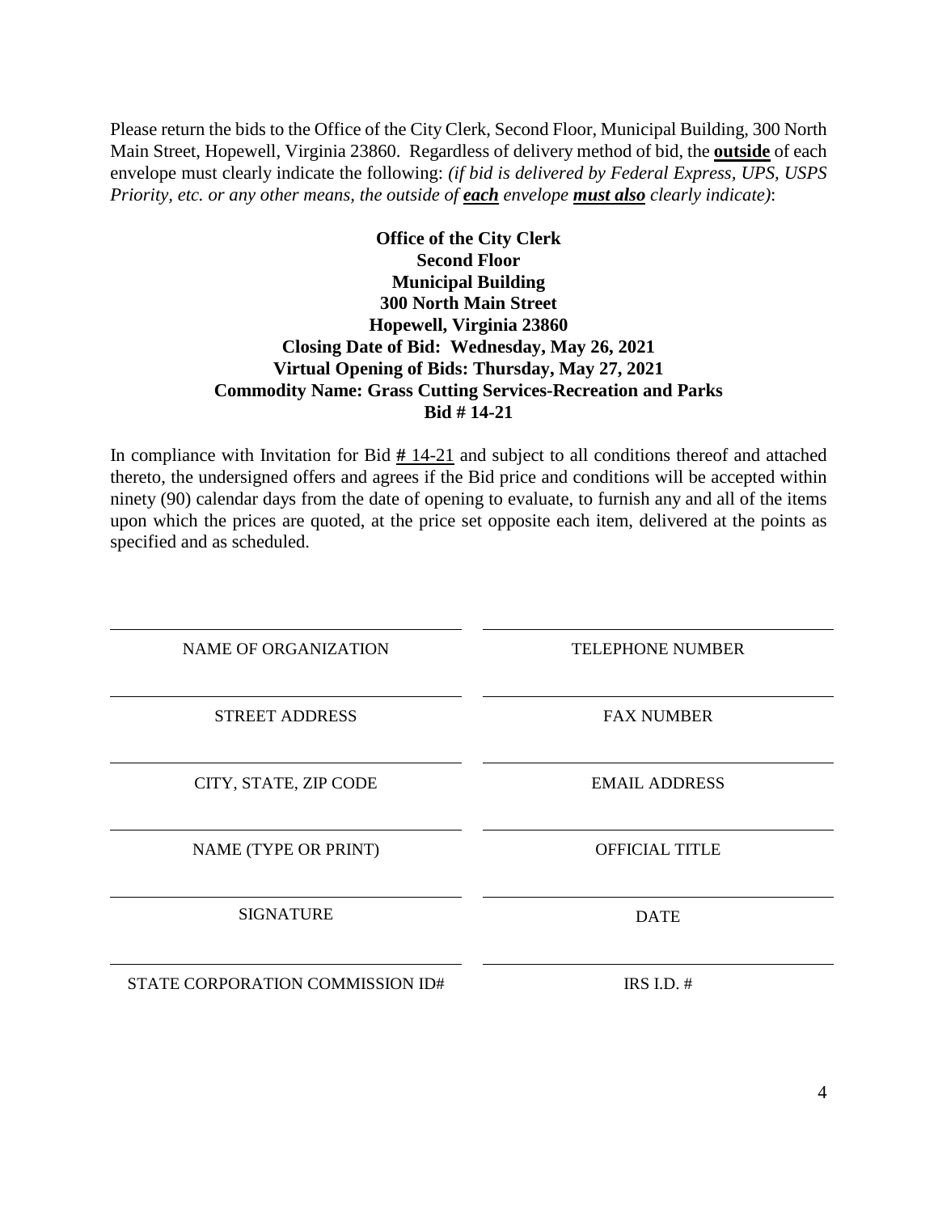Please return the bids to the Office of the City Clerk, Second Floor, Municipal Building, 300 North Main Street, Hopewell, Virginia 23860. Regardless of delivery method of bid, the **outside** of each envelope must clearly indicate the following: *(if bid is delivered by Federal Express, UPS, USPS Priority, etc. or any other means, the outside of* ***each*** *envelope* ***must also*** *clearly indicate)*:

**Office of the City Clerk**
**Second Floor**
**Municipal Building**
**300 North Main Street**
**Hopewell, Virginia 23860**
**Closing Date of Bid: Wednesday, May 26, 2021**
**Virtual Opening of Bids: Thursday, May 27, 2021**
**Commodity Name: Grass Cutting Services-Recreation and Parks**
**Bid # 14-21**

In compliance with Invitation for Bid # 14-21 and subject to all conditions thereof and attached thereto, the undersigned offers and agrees if the Bid price and conditions will be accepted within ninety (90) calendar days from the date of opening to evaluate, to furnish any and all of the items upon which the prices are quoted, at the price set opposite each item, delivered at the points as specified and as scheduled.

| | |
|---|---|
| NAME OF ORGANIZATION | TELEPHONE NUMBER |
| STREET ADDRESS | FAX NUMBER |
| CITY, STATE, ZIP CODE | EMAIL ADDRESS |
| NAME (TYPE OR PRINT) | OFFICIAL TITLE |
| SIGNATURE | DATE |
| STATE CORPORATION COMMISSION ID# | IRS I.D. # |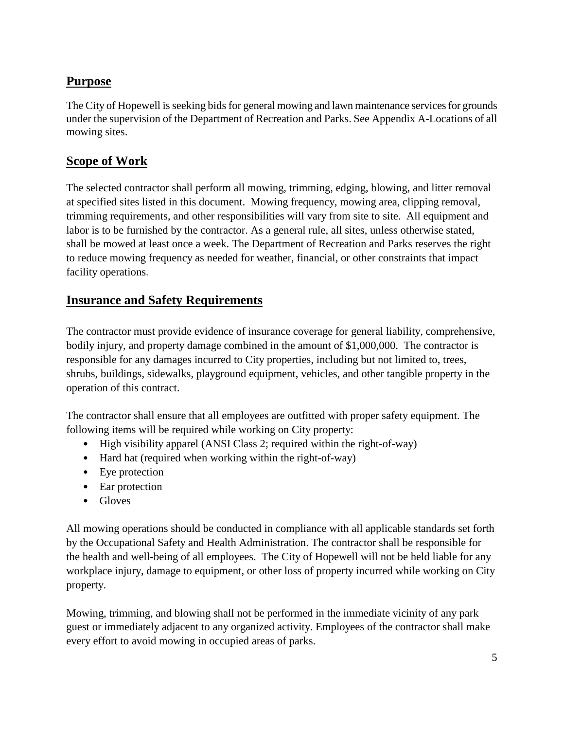## Purpose

The City of Hopewell is seeking bids for general mowing and lawn maintenance services for grounds under the supervision of the Department of Recreation and Parks. See Appendix A-Locations of all mowing sites.

## Scope of Work

The selected contractor shall perform all mowing, trimming, edging, blowing, and litter removal at specified sites listed in this document. Mowing frequency, mowing area, clipping removal, trimming requirements, and other responsibilities will vary from site to site. All equipment and labor is to be furnished by the contractor. As a general rule, all sites, unless otherwise stated, shall be mowed at least once a week. The Department of Recreation and Parks reserves the right to reduce mowing frequency as needed for weather, financial, or other constraints that impact facility operations.

## Insurance and Safety Requirements

The contractor must provide evidence of insurance coverage for general liability, comprehensive, bodily injury, and property damage combined in the amount of $1,000,000. The contractor is responsible for any damages incurred to City properties, including but not limited to, trees, shrubs, buildings, sidewalks, playground equipment, vehicles, and other tangible property in the operation of this contract.

The contractor shall ensure that all employees are outfitted with proper safety equipment. The following items will be required while working on City property:

- High visibility apparel (ANSI Class 2; required within the right-of-way)
- Hard hat (required when working within the right-of-way)
- Eye protection
- Ear protection
- Gloves

All mowing operations should be conducted in compliance with all applicable standards set forth by the Occupational Safety and Health Administration. The contractor shall be responsible for the health and well-being of all employees. The City of Hopewell will not be held liable for any workplace injury, damage to equipment, or other loss of property incurred while working on City property.

Mowing, trimming, and blowing shall not be performed in the immediate vicinity of any park guest or immediately adjacent to any organized activity. Employees of the contractor shall make every effort to avoid mowing in occupied areas of parks.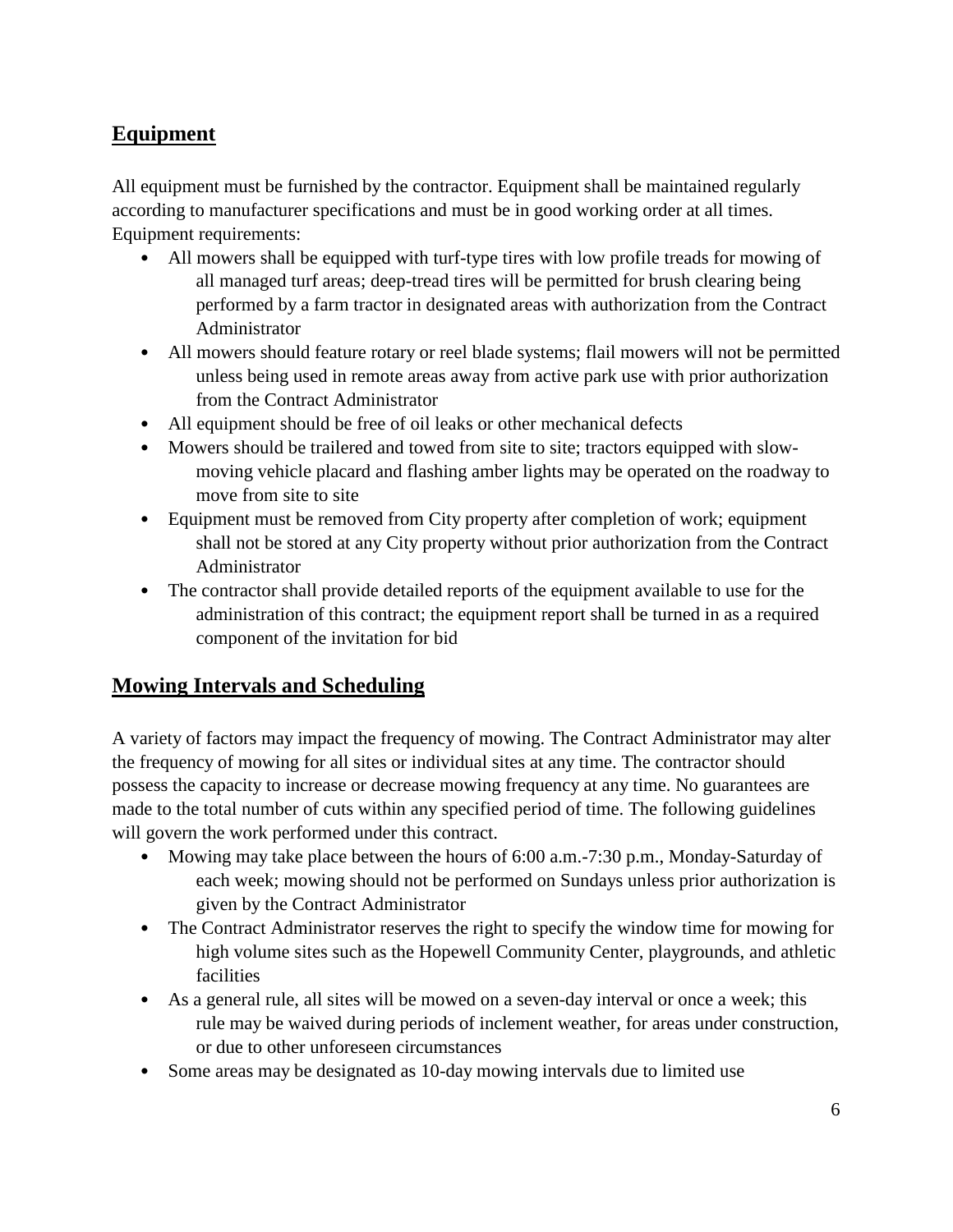## Equipment

All equipment must be furnished by the contractor. Equipment shall be maintained regularly according to manufacturer specifications and must be in good working order at all times. Equipment requirements:

- All mowers shall be equipped with turf-type tires with low profile treads for mowing of all managed turf areas; deep-tread tires will be permitted for brush clearing being performed by a farm tractor in designated areas with authorization from the Contract Administrator
- All mowers should feature rotary or reel blade systems; flail mowers will not be permitted unless being used in remote areas away from active park use with prior authorization from the Contract Administrator
- All equipment should be free of oil leaks or other mechanical defects
- Mowers should be trailered and towed from site to site; tractors equipped with slow-moving vehicle placard and flashing amber lights may be operated on the roadway to move from site to site
- Equipment must be removed from City property after completion of work; equipment shall not be stored at any City property without prior authorization from the Contract Administrator
- The contractor shall provide detailed reports of the equipment available to use for the administration of this contract; the equipment report shall be turned in as a required component of the invitation for bid

## Mowing Intervals and Scheduling

A variety of factors may impact the frequency of mowing. The Contract Administrator may alter the frequency of mowing for all sites or individual sites at any time. The contractor should possess the capacity to increase or decrease mowing frequency at any time. No guarantees are made to the total number of cuts within any specified period of time. The following guidelines will govern the work performed under this contract.

- Mowing may take place between the hours of 6:00 a.m.-7:30 p.m., Monday-Saturday of each week; mowing should not be performed on Sundays unless prior authorization is given by the Contract Administrator
- The Contract Administrator reserves the right to specify the window time for mowing for high volume sites such as the Hopewell Community Center, playgrounds, and athletic facilities
- As a general rule, all sites will be mowed on a seven-day interval or once a week; this rule may be waived during periods of inclement weather, for areas under construction, or due to other unforeseen circumstances
- Some areas may be designated as 10-day mowing intervals due to limited use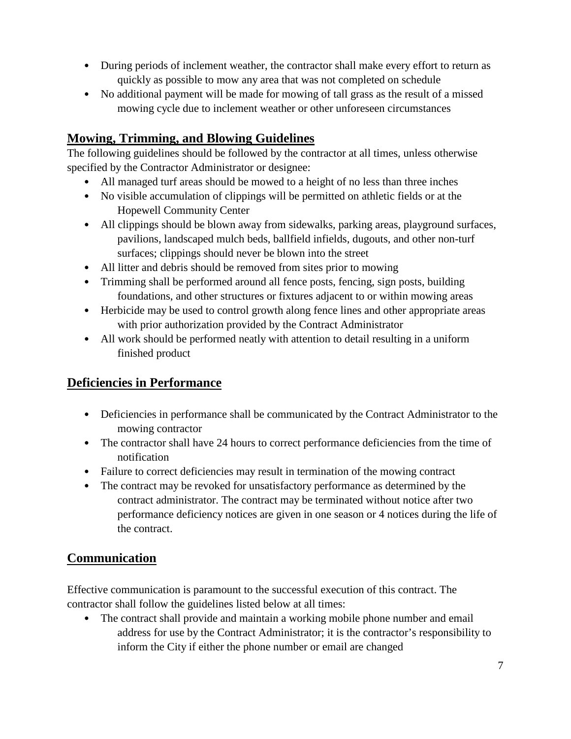- During periods of inclement weather, the contractor shall make every effort to return as quickly as possible to mow any area that was not completed on schedule
- No additional payment will be made for mowing of tall grass as the result of a missed mowing cycle due to inclement weather or other unforeseen circumstances

## Mowing, Trimming, and Blowing Guidelines

The following guidelines should be followed by the contractor at all times, unless otherwise specified by the Contractor Administrator or designee:

- All managed turf areas should be mowed to a height of no less than three inches
- No visible accumulation of clippings will be permitted on athletic fields or at the Hopewell Community Center
- All clippings should be blown away from sidewalks, parking areas, playground surfaces, pavilions, landscaped mulch beds, ballfield infields, dugouts, and other non-turf surfaces; clippings should never be blown into the street
- All litter and debris should be removed from sites prior to mowing
- Trimming shall be performed around all fence posts, fencing, sign posts, building foundations, and other structures or fixtures adjacent to or within mowing areas
- Herbicide may be used to control growth along fence lines and other appropriate areas with prior authorization provided by the Contract Administrator
- All work should be performed neatly with attention to detail resulting in a uniform finished product

## Deficiencies in Performance

- Deficiencies in performance shall be communicated by the Contract Administrator to the mowing contractor
- The contractor shall have 24 hours to correct performance deficiencies from the time of notification
- Failure to correct deficiencies may result in termination of the mowing contract
- The contract may be revoked for unsatisfactory performance as determined by the contract administrator. The contract may be terminated without notice after two performance deficiency notices are given in one season or 4 notices during the life of the contract.

## Communication

Effective communication is paramount to the successful execution of this contract. The contractor shall follow the guidelines listed below at all times:

- The contract shall provide and maintain a working mobile phone number and email address for use by the Contract Administrator; it is the contractor's responsibility to inform the City if either the phone number or email are changed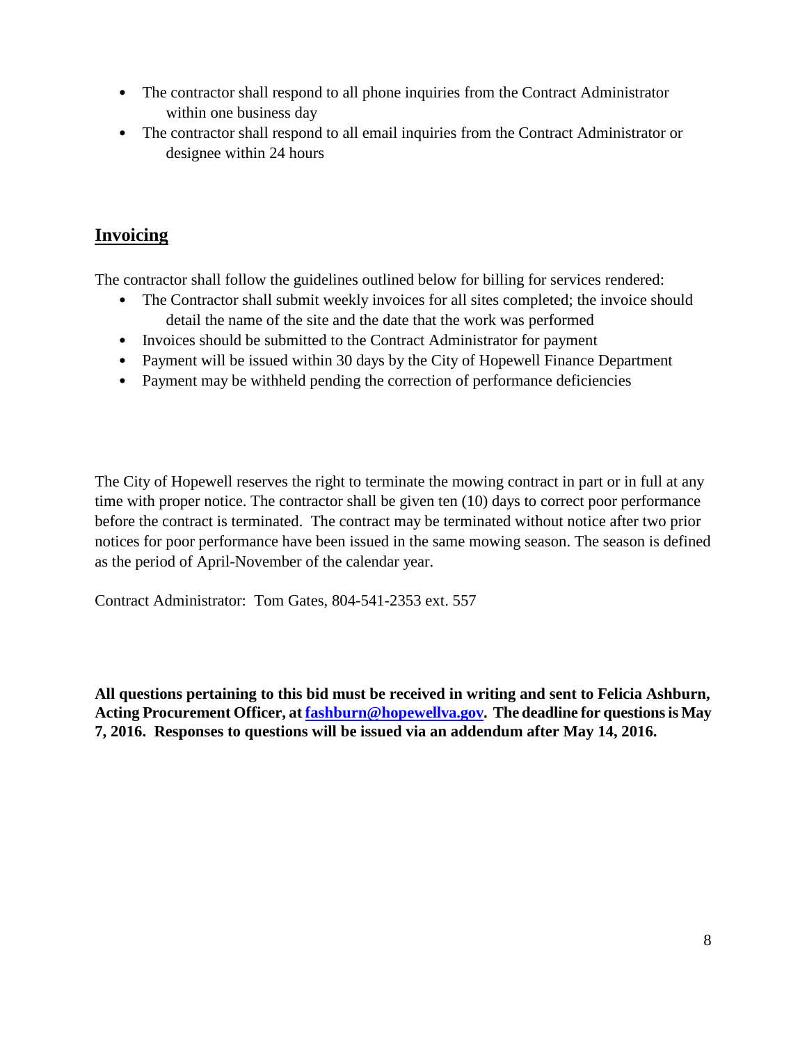- The contractor shall respond to all phone inquiries from the Contract Administrator within one business day
- The contractor shall respond to all email inquiries from the Contract Administrator or designee within 24 hours

## Invoicing

The contractor shall follow the guidelines outlined below for billing for services rendered:

- The Contractor shall submit weekly invoices for all sites completed; the invoice should detail the name of the site and the date that the work was performed
- Invoices should be submitted to the Contract Administrator for payment
- Payment will be issued within 30 days by the City of Hopewell Finance Department
- Payment may be withheld pending the correction of performance deficiencies

The City of Hopewell reserves the right to terminate the mowing contract in part or in full at any time with proper notice. The contractor shall be given ten (10) days to correct poor performance before the contract is terminated. The contract may be terminated without notice after two prior notices for poor performance have been issued in the same mowing season. The season is defined as the period of April-November of the calendar year.

Contract Administrator: Tom Gates, 804-541-2353 ext. 557

**All questions pertaining to this bid must be received in writing and sent to Felicia Ashburn, Acting Procurement Officer, at fashburn@hopewellva.gov. The deadline for questions is May 7, 2016. Responses to questions will be issued via an addendum after May 14, 2016.**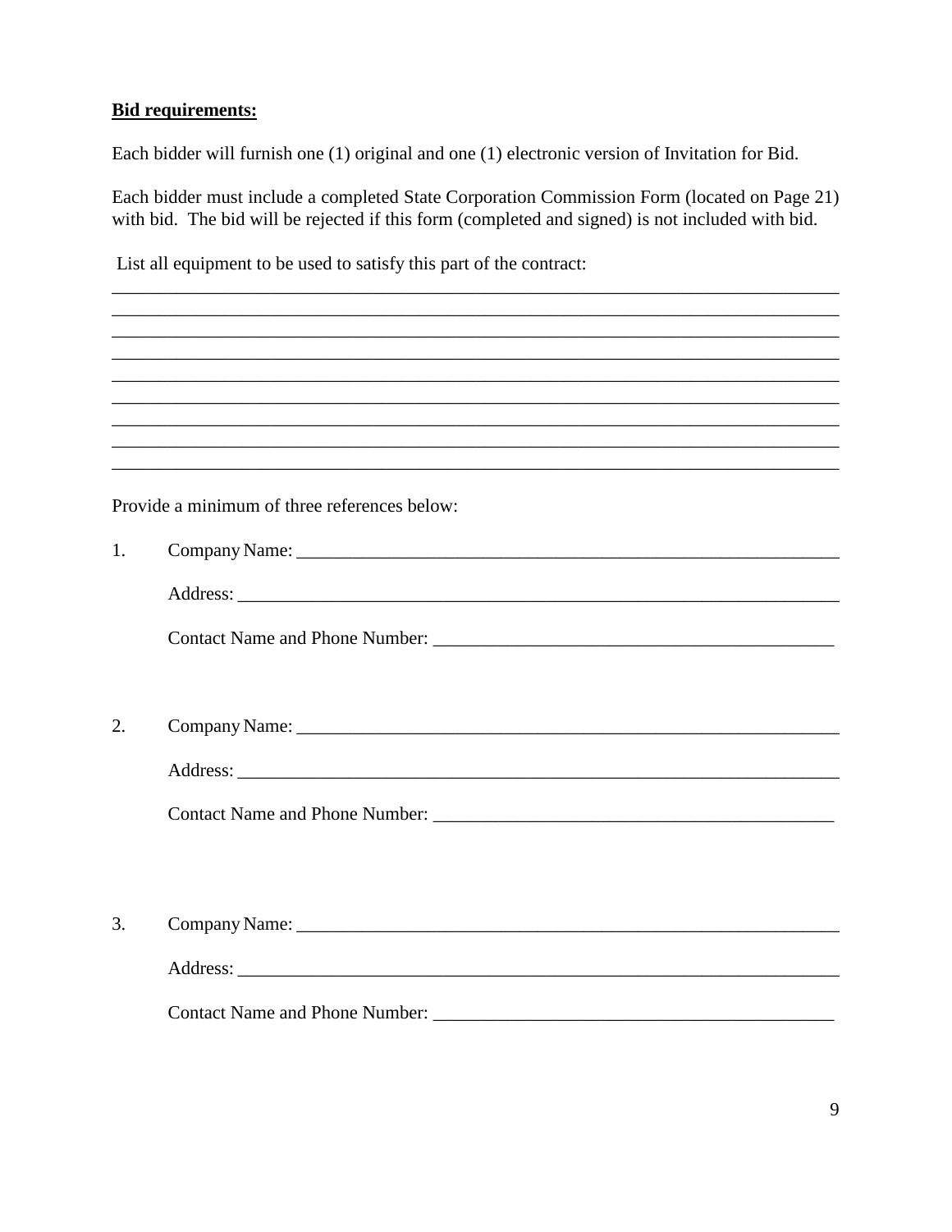**Bid requirements:**

Each bidder will furnish one (1) original and one (1) electronic version of Invitation for Bid.

Each bidder must include a completed State Corporation Commission Form (located on Page 21) with bid. The bid will be rejected if this form (completed and signed) is not included with bid.

List all equipment to be used to satisfy this part of the contract:

_____________________________________________________________________________
_____________________________________________________________________________
_____________________________________________________________________________
_____________________________________________________________________________
_____________________________________________________________________________
_____________________________________________________________________________
_____________________________________________________________________________
_____________________________________________________________________________
_____________________________________________________________________________

Provide a minimum of three references below:

1. Company Name: ___________________________________________________________

   Address: ________________________________________________________________

   Contact Name and Phone Number: __________________________________________

2. Company Name: ___________________________________________________________

   Address: ________________________________________________________________

   Contact Name and Phone Number: __________________________________________

3. Company Name: ___________________________________________________________

   Address: ________________________________________________________________

   Contact Name and Phone Number: __________________________________________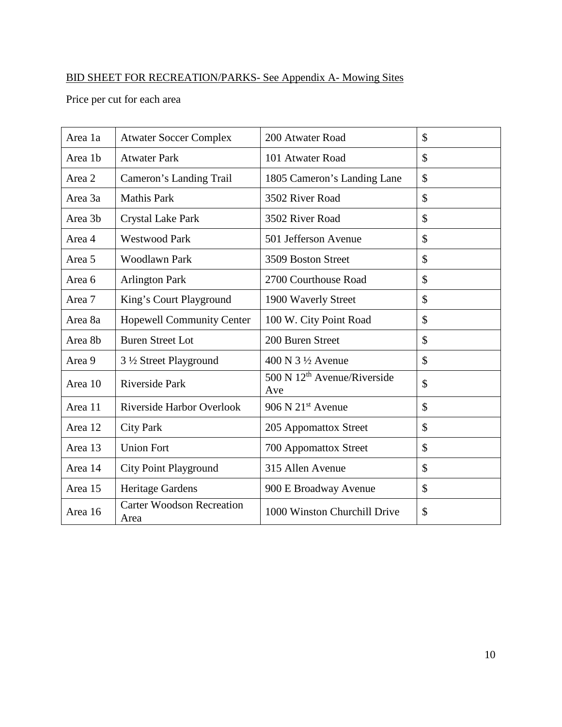<u>BID SHEET FOR RECREATION/PARKS- See Appendix A- Mowing Sites</u>

Price per cut for each area

| | | | |
|---|---|---|---|
| Area 1a | Atwater Soccer Complex | 200 Atwater Road | $ |
| Area 1b | Atwater Park | 101 Atwater Road | $ |
| Area 2 | Cameron's Landing Trail | 1805 Cameron's Landing Lane | $ |
| Area 3a | Mathis Park | 3502 River Road | $ |
| Area 3b | Crystal Lake Park | 3502 River Road | $ |
| Area 4 | Westwood Park | 501 Jefferson Avenue | $ |
| Area 5 | Woodlawn Park | 3509 Boston Street | $ |
| Area 6 | Arlington Park | 2700 Courthouse Road | $ |
| Area 7 | King's Court Playground | 1900 Waverly Street | $ |
| Area 8a | Hopewell Community Center | 100 W. City Point Road | $ |
| Area 8b | Buren Street Lot | 200 Buren Street | $ |
| Area 9 | 3 ½ Street Playground | 400 N 3 ½ Avenue | $ |
| Area 10 | Riverside Park | 500 N 12th Avenue/Riverside Ave | $ |
| Area 11 | Riverside Harbor Overlook | 906 N 21st Avenue | $ |
| Area 12 | City Park | 205 Appomattox Street | $ |
| Area 13 | Union Fort | 700 Appomattox Street | $ |
| Area 14 | City Point Playground | 315 Allen Avenue | $ |
| Area 15 | Heritage Gardens | 900 E Broadway Avenue | $ |
| Area 16 | Carter Woodson Recreation Area | 1000 Winston Churchill Drive | $ |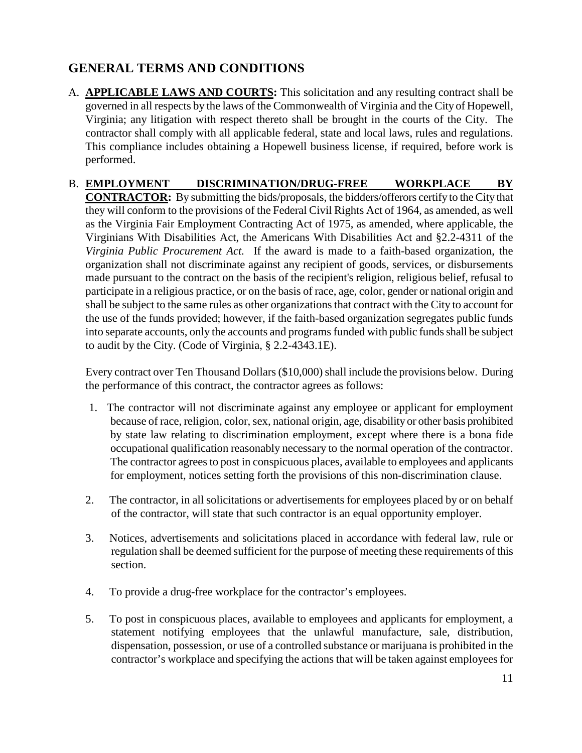## GENERAL TERMS AND CONDITIONS

A. **APPLICABLE LAWS AND COURTS:** This solicitation and any resulting contract shall be governed in all respects by the laws of the Commonwealth of Virginia and the City of Hopewell, Virginia; any litigation with respect thereto shall be brought in the courts of the City. The contractor shall comply with all applicable federal, state and local laws, rules and regulations. This compliance includes obtaining a Hopewell business license, if required, before work is performed.

B. **EMPLOYMENT DISCRIMINATION/DRUG-FREE WORKPLACE BY CONTRACTOR:** By submitting the bids/proposals, the bidders/offerors certify to the City that they will conform to the provisions of the Federal Civil Rights Act of 1964, as amended, as well as the Virginia Fair Employment Contracting Act of 1975, as amended, where applicable, the Virginians With Disabilities Act, the Americans With Disabilities Act and §2.2-4311 of the *Virginia Public Procurement Act.* If the award is made to a faith-based organization, the organization shall not discriminate against any recipient of goods, services, or disbursements made pursuant to the contract on the basis of the recipient's religion, religious belief, refusal to participate in a religious practice, or on the basis of race, age, color, gender or national origin and shall be subject to the same rules as other organizations that contract with the City to account for the use of the funds provided; however, if the faith-based organization segregates public funds into separate accounts, only the accounts and programs funded with public funds shall be subject to audit by the City. (Code of Virginia, § 2.2-4343.1E).

   Every contract over Ten Thousand Dollars ($10,000) shall include the provisions below. During the performance of this contract, the contractor agrees as follows:

   1. The contractor will not discriminate against any employee or applicant for employment because of race, religion, color, sex, national origin, age, disability or other basis prohibited by state law relating to discrimination employment, except where there is a bona fide occupational qualification reasonably necessary to the normal operation of the contractor. The contractor agrees to post in conspicuous places, available to employees and applicants for employment, notices setting forth the provisions of this non-discrimination clause.

   2. The contractor, in all solicitations or advertisements for employees placed by or on behalf of the contractor, will state that such contractor is an equal opportunity employer.

   3. Notices, advertisements and solicitations placed in accordance with federal law, rule or regulation shall be deemed sufficient for the purpose of meeting these requirements of this section.

   4. To provide a drug-free workplace for the contractor's employees.

   5. To post in conspicuous places, available to employees and applicants for employment, a statement notifying employees that the unlawful manufacture, sale, distribution, dispensation, possession, or use of a controlled substance or marijuana is prohibited in the contractor's workplace and specifying the actions that will be taken against employees for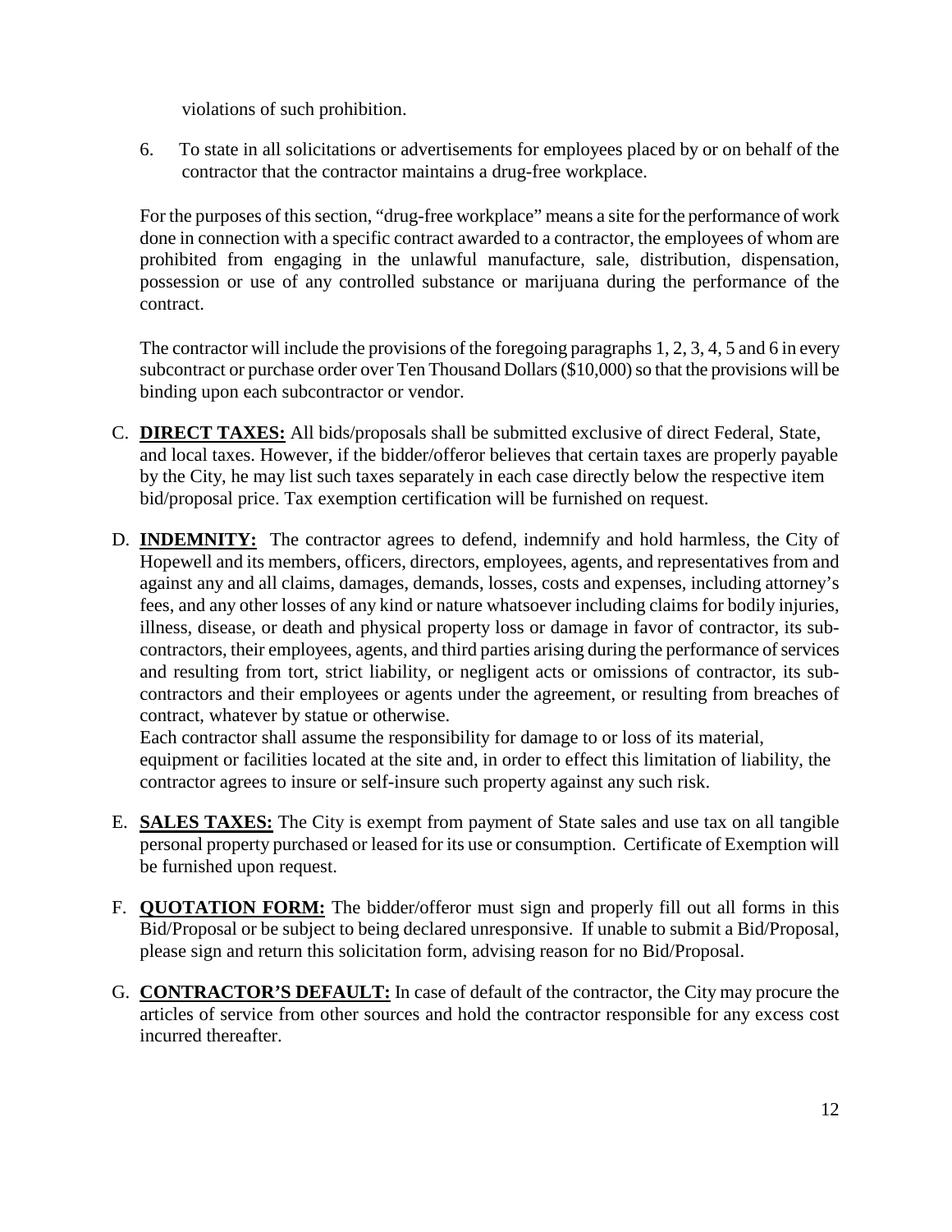violations of such prohibition.

6. To state in all solicitations or advertisements for employees placed by or on behalf of the contractor that the contractor maintains a drug-free workplace.

For the purposes of this section, "drug-free workplace" means a site for the performance of work done in connection with a specific contract awarded to a contractor, the employees of whom are prohibited from engaging in the unlawful manufacture, sale, distribution, dispensation, possession or use of any controlled substance or marijuana during the performance of the contract.

The contractor will include the provisions of the foregoing paragraphs 1, 2, 3, 4, 5 and 6 in every subcontract or purchase order over Ten Thousand Dollars ($10,000) so that the provisions will be binding upon each subcontractor or vendor.

C. **DIRECT TAXES:** All bids/proposals shall be submitted exclusive of direct Federal, State, and local taxes. However, if the bidder/offeror believes that certain taxes are properly payable by the City, he may list such taxes separately in each case directly below the respective item bid/proposal price. Tax exemption certification will be furnished on request.

D. **INDEMNITY:** The contractor agrees to defend, indemnify and hold harmless, the City of Hopewell and its members, officers, directors, employees, agents, and representatives from and against any and all claims, damages, demands, losses, costs and expenses, including attorney's fees, and any other losses of any kind or nature whatsoever including claims for bodily injuries, illness, disease, or death and physical property loss or damage in favor of contractor, its sub-contractors, their employees, agents, and third parties arising during the performance of services and resulting from tort, strict liability, or negligent acts or omissions of contractor, its sub-contractors and their employees or agents under the agreement, or resulting from breaches of contract, whatever by statue or otherwise.
Each contractor shall assume the responsibility for damage to or loss of its material, equipment or facilities located at the site and, in order to effect this limitation of liability, the contractor agrees to insure or self-insure such property against any such risk.

E. **SALES TAXES:** The City is exempt from payment of State sales and use tax on all tangible personal property purchased or leased for its use or consumption. Certificate of Exemption will be furnished upon request.

F. **QUOTATION FORM:** The bidder/offeror must sign and properly fill out all forms in this Bid/Proposal or be subject to being declared unresponsive. If unable to submit a Bid/Proposal, please sign and return this solicitation form, advising reason for no Bid/Proposal.

G. **CONTRACTOR'S DEFAULT:** In case of default of the contractor, the City may procure the articles of service from other sources and hold the contractor responsible for any excess cost incurred thereafter.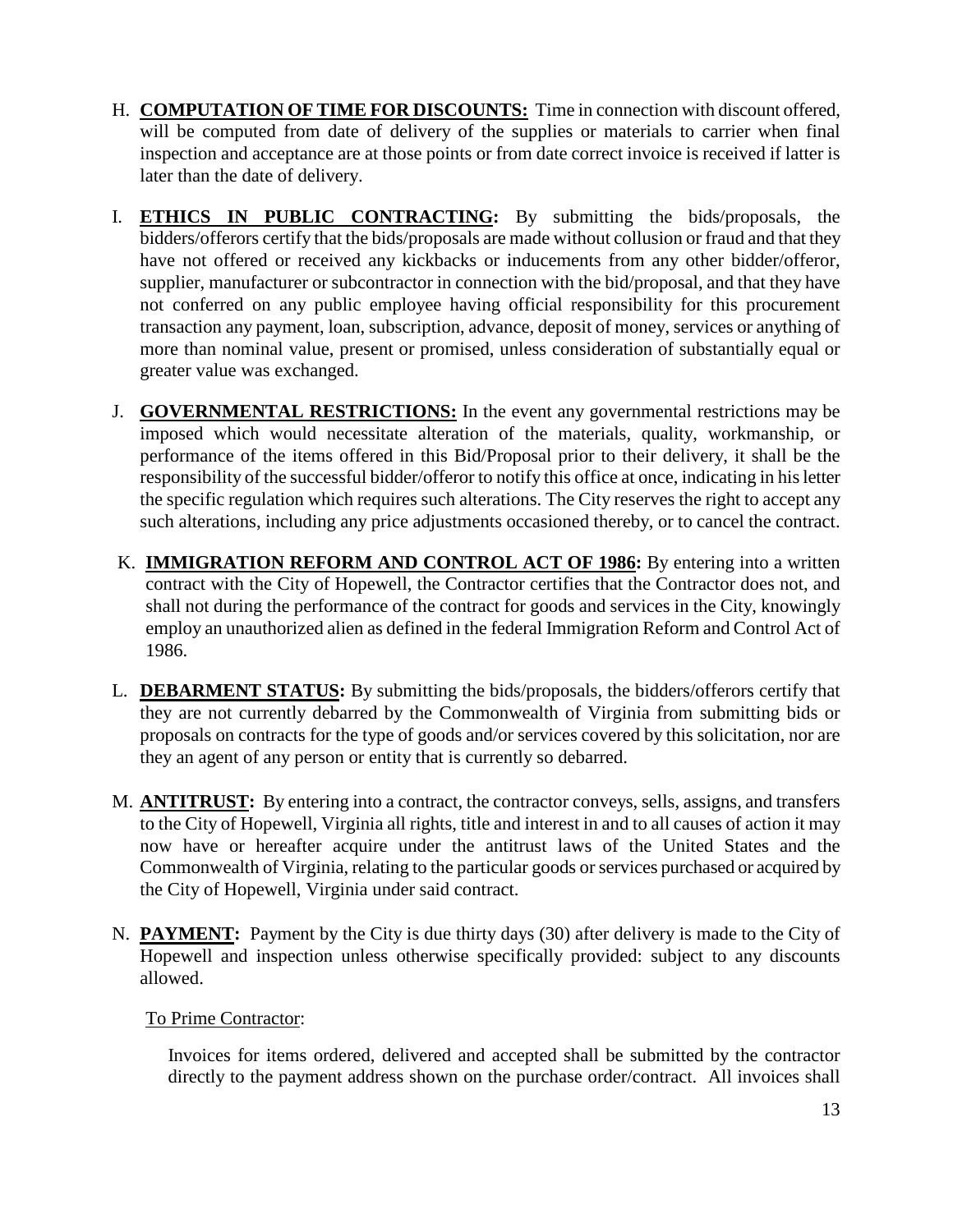H. **COMPUTATION OF TIME FOR DISCOUNTS:** Time in connection with discount offered, will be computed from date of delivery of the supplies or materials to carrier when final inspection and acceptance are at those points or from date correct invoice is received if latter is later than the date of delivery.

I. **ETHICS IN PUBLIC CONTRACTING:** By submitting the bids/proposals, the bidders/offerors certify that the bids/proposals are made without collusion or fraud and that they have not offered or received any kickbacks or inducements from any other bidder/offeror, supplier, manufacturer or subcontractor in connection with the bid/proposal, and that they have not conferred on any public employee having official responsibility for this procurement transaction any payment, loan, subscription, advance, deposit of money, services or anything of more than nominal value, present or promised, unless consideration of substantially equal or greater value was exchanged.

J. **GOVERNMENTAL RESTRICTIONS:** In the event any governmental restrictions may be imposed which would necessitate alteration of the materials, quality, workmanship, or performance of the items offered in this Bid/Proposal prior to their delivery, it shall be the responsibility of the successful bidder/offeror to notify this office at once, indicating in his letter the specific regulation which requires such alterations. The City reserves the right to accept any such alterations, including any price adjustments occasioned thereby, or to cancel the contract.

K. **IMMIGRATION REFORM AND CONTROL ACT OF 1986:** By entering into a written contract with the City of Hopewell, the Contractor certifies that the Contractor does not, and shall not during the performance of the contract for goods and services in the City, knowingly employ an unauthorized alien as defined in the federal Immigration Reform and Control Act of 1986.

L. **DEBARMENT STATUS:** By submitting the bids/proposals, the bidders/offerors certify that they are not currently debarred by the Commonwealth of Virginia from submitting bids or proposals on contracts for the type of goods and/or services covered by this solicitation, nor are they an agent of any person or entity that is currently so debarred.

M. **ANTITRUST:** By entering into a contract, the contractor conveys, sells, assigns, and transfers to the City of Hopewell, Virginia all rights, title and interest in and to all causes of action it may now have or hereafter acquire under the antitrust laws of the United States and the Commonwealth of Virginia, relating to the particular goods or services purchased or acquired by the City of Hopewell, Virginia under said contract.

N. **PAYMENT:** Payment by the City is due thirty days (30) after delivery is made to the City of Hopewell and inspection unless otherwise specifically provided: subject to any discounts allowed.

To Prime Contractor:

Invoices for items ordered, delivered and accepted shall be submitted by the contractor directly to the payment address shown on the purchase order/contract. All invoices shall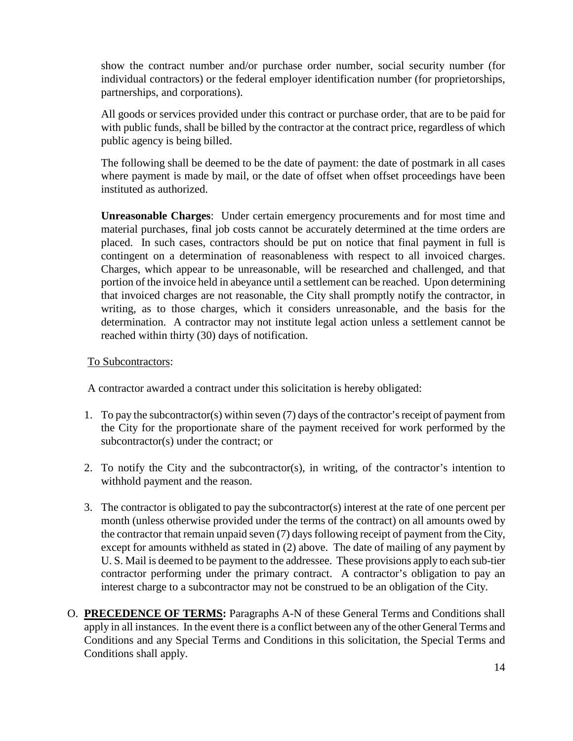show the contract number and/or purchase order number, social security number (for individual contractors) or the federal employer identification number (for proprietorships, partnerships, and corporations).

All goods or services provided under this contract or purchase order, that are to be paid for with public funds, shall be billed by the contractor at the contract price, regardless of which public agency is being billed.

The following shall be deemed to be the date of payment: the date of postmark in all cases where payment is made by mail, or the date of offset when offset proceedings have been instituted as authorized.

**Unreasonable Charges**: Under certain emergency procurements and for most time and material purchases, final job costs cannot be accurately determined at the time orders are placed. In such cases, contractors should be put on notice that final payment in full is contingent on a determination of reasonableness with respect to all invoiced charges. Charges, which appear to be unreasonable, will be researched and challenged, and that portion of the invoice held in abeyance until a settlement can be reached. Upon determining that invoiced charges are not reasonable, the City shall promptly notify the contractor, in writing, as to those charges, which it considers unreasonable, and the basis for the determination. A contractor may not institute legal action unless a settlement cannot be reached within thirty (30) days of notification.

To Subcontractors:

A contractor awarded a contract under this solicitation is hereby obligated:

1. To pay the subcontractor(s) within seven (7) days of the contractor's receipt of payment from the City for the proportionate share of the payment received for work performed by the subcontractor(s) under the contract; or

2. To notify the City and the subcontractor(s), in writing, of the contractor's intention to withhold payment and the reason.

3. The contractor is obligated to pay the subcontractor(s) interest at the rate of one percent per month (unless otherwise provided under the terms of the contract) on all amounts owed by the contractor that remain unpaid seven (7) days following receipt of payment from the City, except for amounts withheld as stated in (2) above. The date of mailing of any payment by U. S. Mail is deemed to be payment to the addressee. These provisions apply to each sub-tier contractor performing under the primary contract. A contractor's obligation to pay an interest charge to a subcontractor may not be construed to be an obligation of the City.

O. **PRECEDENCE OF TERMS:** Paragraphs A-N of these General Terms and Conditions shall apply in all instances. In the event there is a conflict between any of the other General Terms and Conditions and any Special Terms and Conditions in this solicitation, the Special Terms and Conditions shall apply.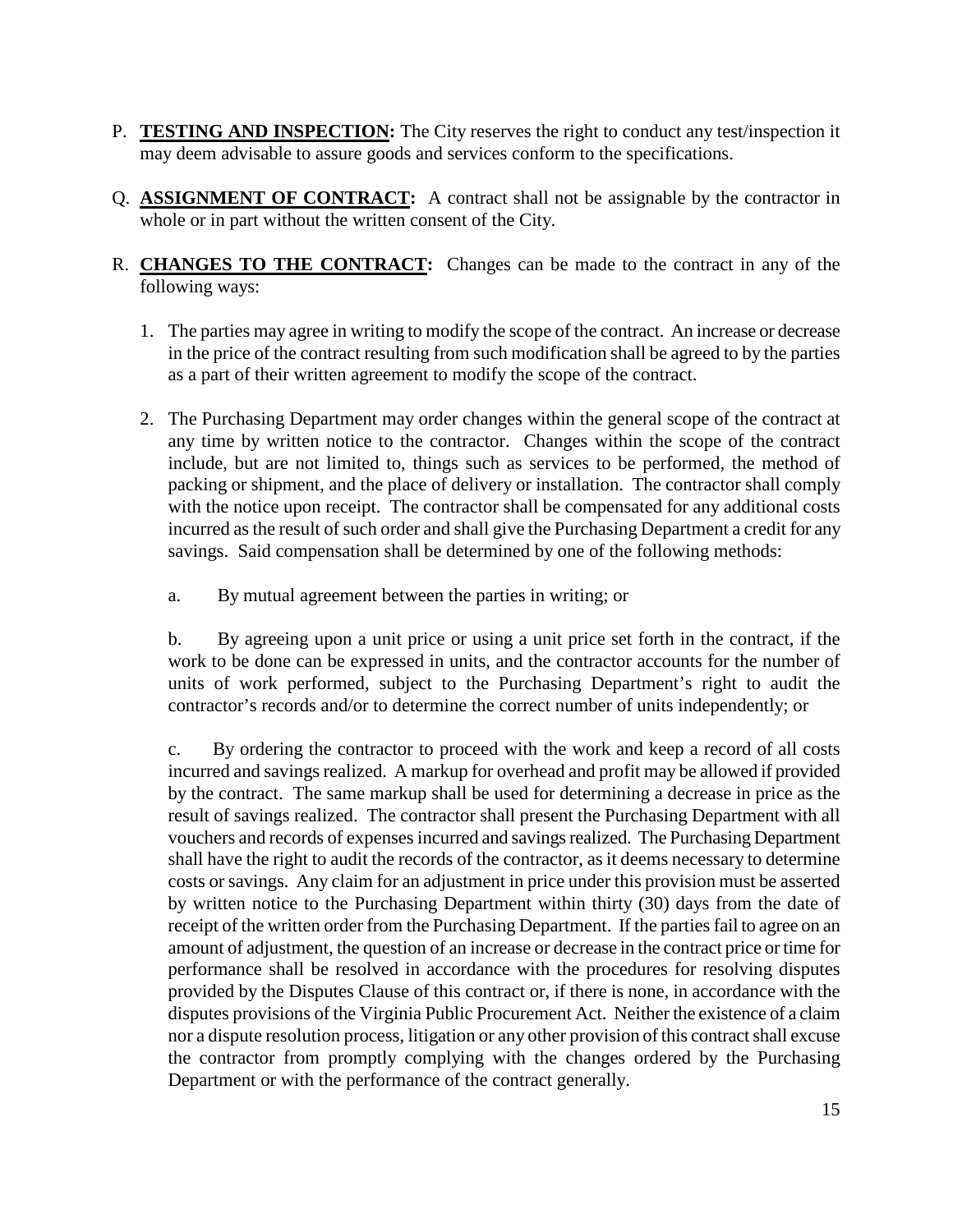P. **TESTING AND INSPECTION:** The City reserves the right to conduct any test/inspection it may deem advisable to assure goods and services conform to the specifications.

Q. **ASSIGNMENT OF CONTRACT:** A contract shall not be assignable by the contractor in whole or in part without the written consent of the City.

R. **CHANGES TO THE CONTRACT:** Changes can be made to the contract in any of the following ways:

1. The parties may agree in writing to modify the scope of the contract. An increase or decrease in the price of the contract resulting from such modification shall be agreed to by the parties as a part of their written agreement to modify the scope of the contract.

2. The Purchasing Department may order changes within the general scope of the contract at any time by written notice to the contractor. Changes within the scope of the contract include, but are not limited to, things such as services to be performed, the method of packing or shipment, and the place of delivery or installation. The contractor shall comply with the notice upon receipt. The contractor shall be compensated for any additional costs incurred as the result of such order and shall give the Purchasing Department a credit for any savings. Said compensation shall be determined by one of the following methods:

   a. By mutual agreement between the parties in writing; or

   b. By agreeing upon a unit price or using a unit price set forth in the contract, if the work to be done can be expressed in units, and the contractor accounts for the number of units of work performed, subject to the Purchasing Department's right to audit the contractor's records and/or to determine the correct number of units independently; or

   c. By ordering the contractor to proceed with the work and keep a record of all costs incurred and savings realized. A markup for overhead and profit may be allowed if provided by the contract. The same markup shall be used for determining a decrease in price as the result of savings realized. The contractor shall present the Purchasing Department with all vouchers and records of expenses incurred and savings realized. The Purchasing Department shall have the right to audit the records of the contractor, as it deems necessary to determine costs or savings. Any claim for an adjustment in price under this provision must be asserted by written notice to the Purchasing Department within thirty (30) days from the date of receipt of the written order from the Purchasing Department. If the parties fail to agree on an amount of adjustment, the question of an increase or decrease in the contract price or time for performance shall be resolved in accordance with the procedures for resolving disputes provided by the Disputes Clause of this contract or, if there is none, in accordance with the disputes provisions of the Virginia Public Procurement Act. Neither the existence of a claim nor a dispute resolution process, litigation or any other provision of this contract shall excuse the contractor from promptly complying with the changes ordered by the Purchasing Department or with the performance of the contract generally.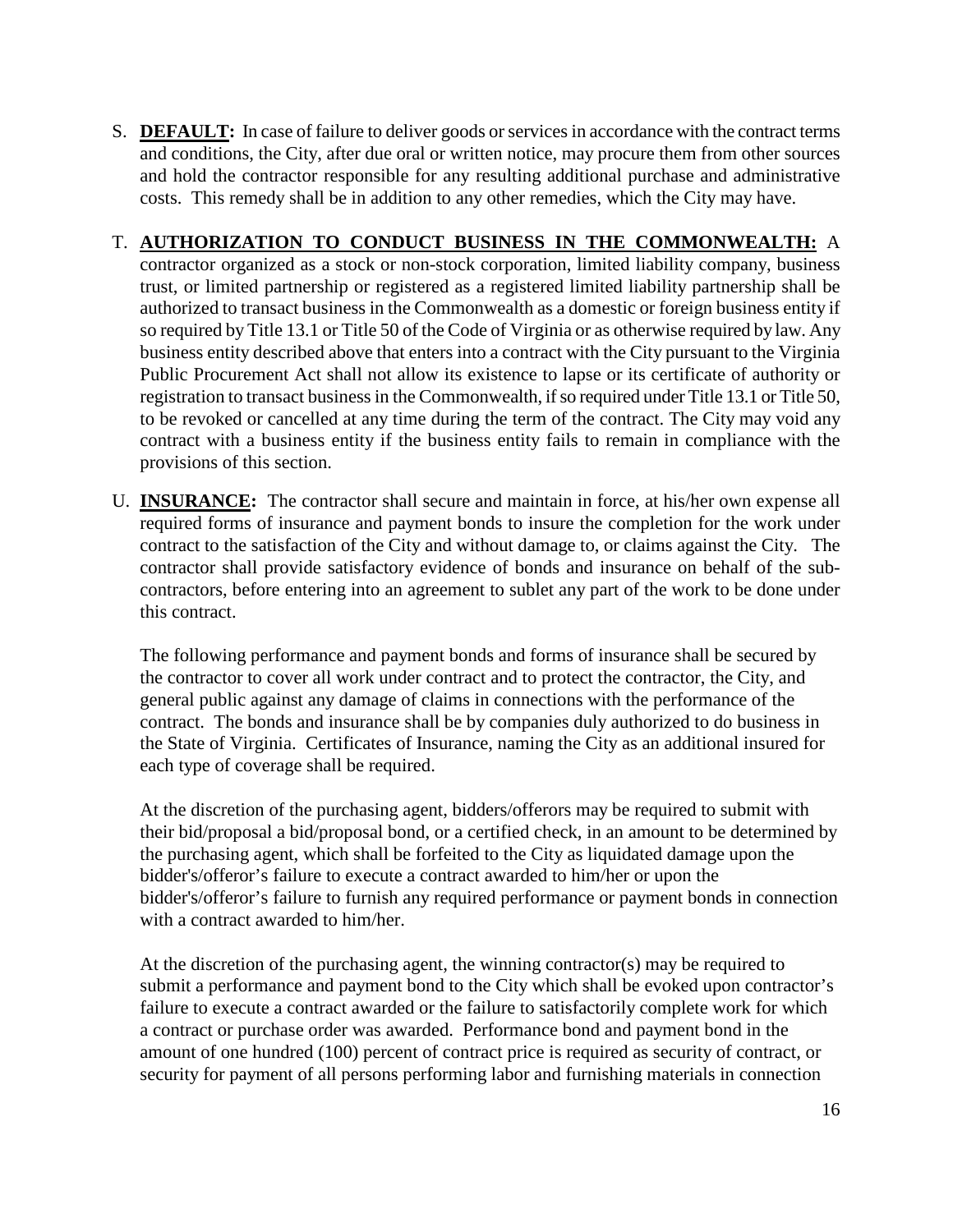S. **DEFAULT:** In case of failure to deliver goods or services in accordance with the contract terms and conditions, the City, after due oral or written notice, may procure them from other sources and hold the contractor responsible for any resulting additional purchase and administrative costs. This remedy shall be in addition to any other remedies, which the City may have.

T. **AUTHORIZATION TO CONDUCT BUSINESS IN THE COMMONWEALTH:** A contractor organized as a stock or non-stock corporation, limited liability company, business trust, or limited partnership or registered as a registered limited liability partnership shall be authorized to transact business in the Commonwealth as a domestic or foreign business entity if so required by Title 13.1 or Title 50 of the Code of Virginia or as otherwise required by law. Any business entity described above that enters into a contract with the City pursuant to the Virginia Public Procurement Act shall not allow its existence to lapse or its certificate of authority or registration to transact business in the Commonwealth, if so required under Title 13.1 or Title 50, to be revoked or cancelled at any time during the term of the contract. The City may void any contract with a business entity if the business entity fails to remain in compliance with the provisions of this section.

U. **INSURANCE:** The contractor shall secure and maintain in force, at his/her own expense all required forms of insurance and payment bonds to insure the completion for the work under contract to the satisfaction of the City and without damage to, or claims against the City. The contractor shall provide satisfactory evidence of bonds and insurance on behalf of the sub-contractors, before entering into an agreement to sublet any part of the work to be done under this contract.

   The following performance and payment bonds and forms of insurance shall be secured by the contractor to cover all work under contract and to protect the contractor, the City, and general public against any damage of claims in connections with the performance of the contract. The bonds and insurance shall be by companies duly authorized to do business in the State of Virginia. Certificates of Insurance, naming the City as an additional insured for each type of coverage shall be required.

   At the discretion of the purchasing agent, bidders/offerors may be required to submit with their bid/proposal a bid/proposal bond, or a certified check, in an amount to be determined by the purchasing agent, which shall be forfeited to the City as liquidated damage upon the bidder's/offeror's failure to execute a contract awarded to him/her or upon the bidder's/offeror's failure to furnish any required performance or payment bonds in connection with a contract awarded to him/her.

   At the discretion of the purchasing agent, the winning contractor(s) may be required to submit a performance and payment bond to the City which shall be evoked upon contractor's failure to execute a contract awarded or the failure to satisfactorily complete work for which a contract or purchase order was awarded. Performance bond and payment bond in the amount of one hundred (100) percent of contract price is required as security of contract, or security for payment of all persons performing labor and furnishing materials in connection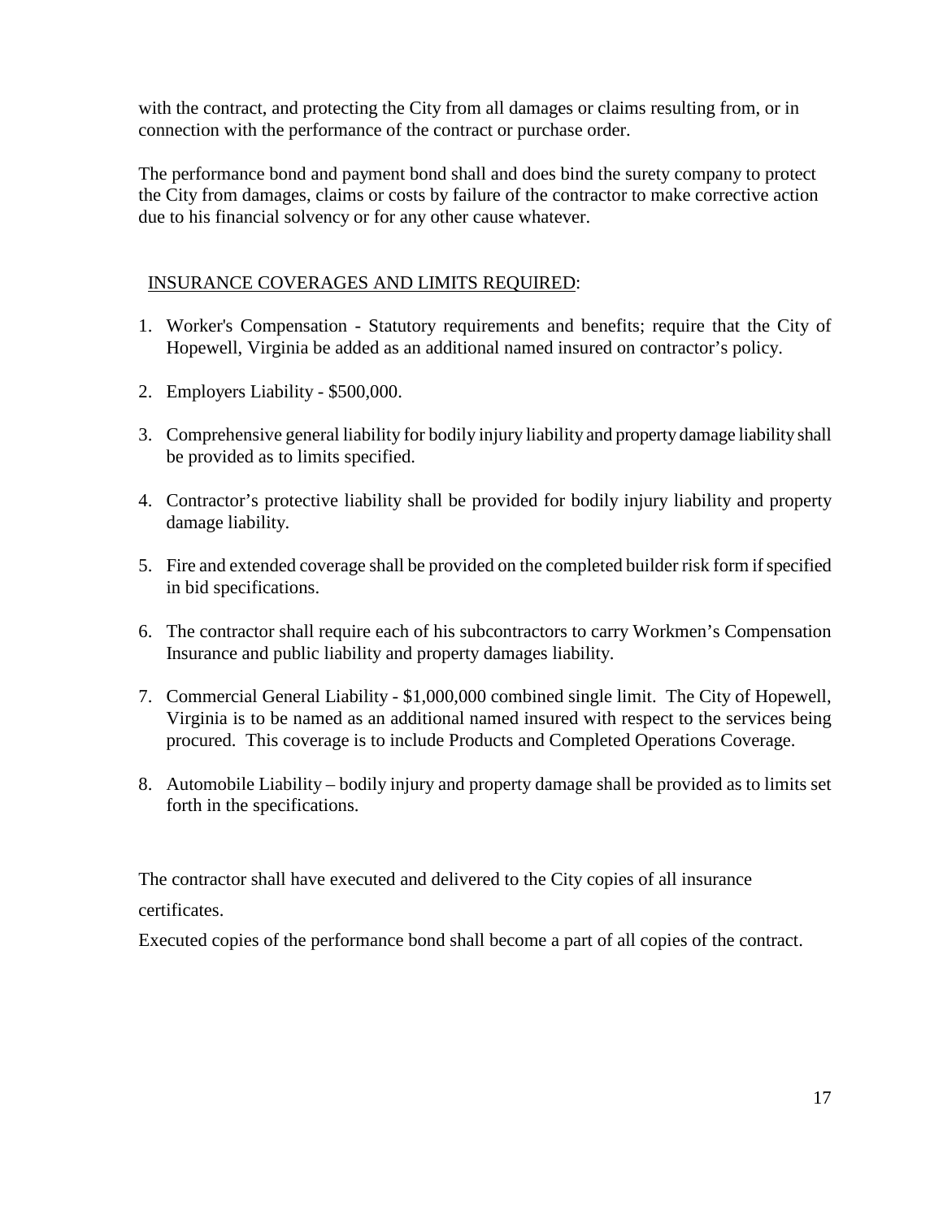with the contract, and protecting the City from all damages or claims resulting from, or in connection with the performance of the contract or purchase order.

The performance bond and payment bond shall and does bind the surety company to protect the City from damages, claims or costs by failure of the contractor to make corrective action due to his financial solvency or for any other cause whatever.

INSURANCE COVERAGES AND LIMITS REQUIRED:

1. Worker's Compensation - Statutory requirements and benefits; require that the City of Hopewell, Virginia be added as an additional named insured on contractor's policy.
2. Employers Liability - $500,000.
3. Comprehensive general liability for bodily injury liability and property damage liability shall be provided as to limits specified.
4. Contractor's protective liability shall be provided for bodily injury liability and property damage liability.
5. Fire and extended coverage shall be provided on the completed builder risk form if specified in bid specifications.
6. The contractor shall require each of his subcontractors to carry Workmen's Compensation Insurance and public liability and property damages liability.
7. Commercial General Liability - $1,000,000 combined single limit. The City of Hopewell, Virginia is to be named as an additional named insured with respect to the services being procured. This coverage is to include Products and Completed Operations Coverage.
8. Automobile Liability – bodily injury and property damage shall be provided as to limits set forth in the specifications.

The contractor shall have executed and delivered to the City copies of all insurance certificates.

Executed copies of the performance bond shall become a part of all copies of the contract.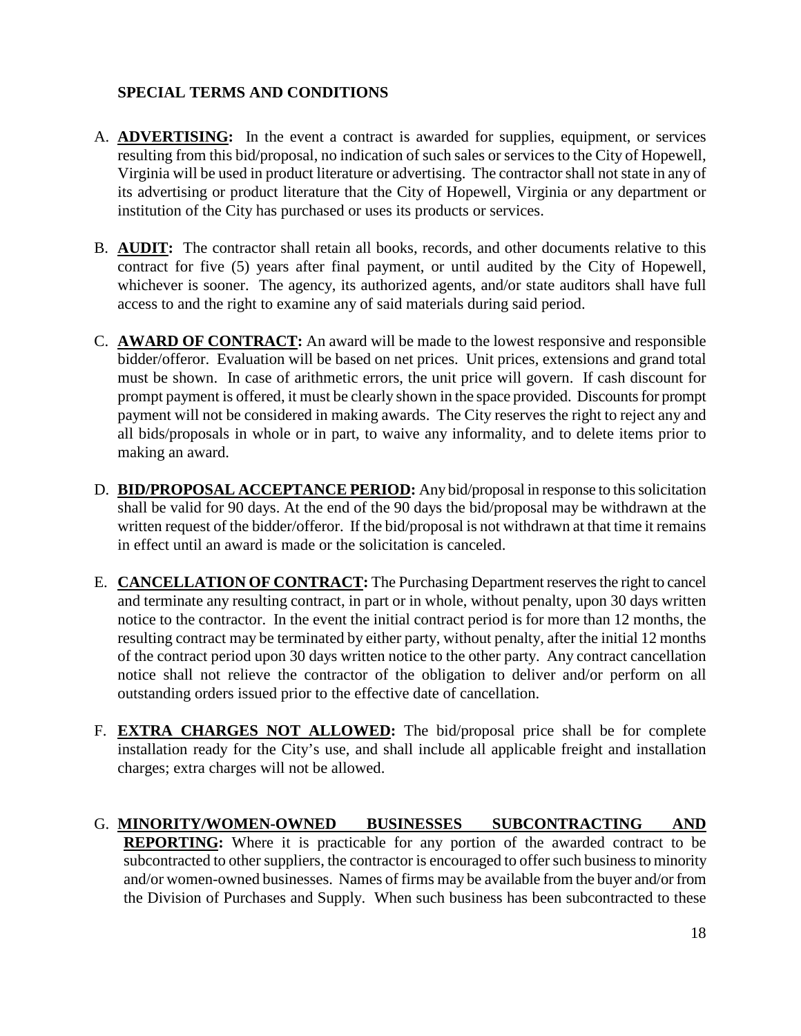## SPECIAL TERMS AND CONDITIONS

A. **ADVERTISING:** In the event a contract is awarded for supplies, equipment, or services resulting from this bid/proposal, no indication of such sales or services to the City of Hopewell, Virginia will be used in product literature or advertising. The contractor shall not state in any of its advertising or product literature that the City of Hopewell, Virginia or any department or institution of the City has purchased or uses its products or services.

B. **AUDIT:** The contractor shall retain all books, records, and other documents relative to this contract for five (5) years after final payment, or until audited by the City of Hopewell, whichever is sooner. The agency, its authorized agents, and/or state auditors shall have full access to and the right to examine any of said materials during said period.

C. **AWARD OF CONTRACT:** An award will be made to the lowest responsive and responsible bidder/offeror. Evaluation will be based on net prices. Unit prices, extensions and grand total must be shown. In case of arithmetic errors, the unit price will govern. If cash discount for prompt payment is offered, it must be clearly shown in the space provided. Discounts for prompt payment will not be considered in making awards. The City reserves the right to reject any and all bids/proposals in whole or in part, to waive any informality, and to delete items prior to making an award.

D. **BID/PROPOSAL ACCEPTANCE PERIOD:** Any bid/proposal in response to this solicitation shall be valid for 90 days. At the end of the 90 days the bid/proposal may be withdrawn at the written request of the bidder/offeror. If the bid/proposal is not withdrawn at that time it remains in effect until an award is made or the solicitation is canceled.

E. **CANCELLATION OF CONTRACT:** The Purchasing Department reserves the right to cancel and terminate any resulting contract, in part or in whole, without penalty, upon 30 days written notice to the contractor. In the event the initial contract period is for more than 12 months, the resulting contract may be terminated by either party, without penalty, after the initial 12 months of the contract period upon 30 days written notice to the other party. Any contract cancellation notice shall not relieve the contractor of the obligation to deliver and/or perform on all outstanding orders issued prior to the effective date of cancellation.

F. **EXTRA CHARGES NOT ALLOWED:** The bid/proposal price shall be for complete installation ready for the City's use, and shall include all applicable freight and installation charges; extra charges will not be allowed.

G. **MINORITY/WOMEN-OWNED BUSINESSES SUBCONTRACTING AND REPORTING:** Where it is practicable for any portion of the awarded contract to be subcontracted to other suppliers, the contractor is encouraged to offer such business to minority and/or women-owned businesses. Names of firms may be available from the buyer and/or from the Division of Purchases and Supply. When such business has been subcontracted to these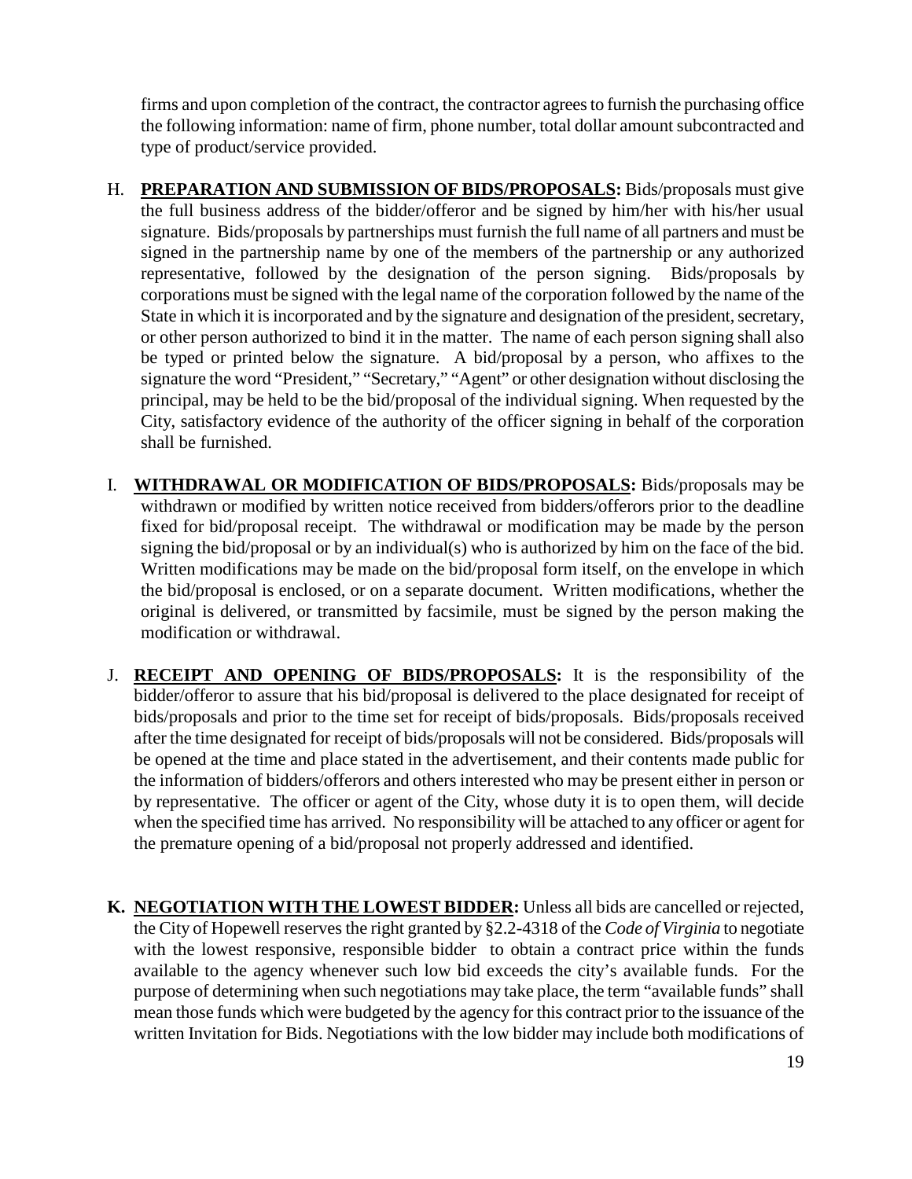firms and upon completion of the contract, the contractor agrees to furnish the purchasing office the following information: name of firm, phone number, total dollar amount subcontracted and type of product/service provided.

H. **PREPARATION AND SUBMISSION OF BIDS/PROPOSALS:** Bids/proposals must give the full business address of the bidder/offeror and be signed by him/her with his/her usual signature. Bids/proposals by partnerships must furnish the full name of all partners and must be signed in the partnership name by one of the members of the partnership or any authorized representative, followed by the designation of the person signing. Bids/proposals by corporations must be signed with the legal name of the corporation followed by the name of the State in which it is incorporated and by the signature and designation of the president, secretary, or other person authorized to bind it in the matter. The name of each person signing shall also be typed or printed below the signature. A bid/proposal by a person, who affixes to the signature the word "President," "Secretary," "Agent" or other designation without disclosing the principal, may be held to be the bid/proposal of the individual signing. When requested by the City, satisfactory evidence of the authority of the officer signing in behalf of the corporation shall be furnished.

I. **WITHDRAWAL OR MODIFICATION OF BIDS/PROPOSALS:** Bids/proposals may be withdrawn or modified by written notice received from bidders/offerors prior to the deadline fixed for bid/proposal receipt. The withdrawal or modification may be made by the person signing the bid/proposal or by an individual(s) who is authorized by him on the face of the bid. Written modifications may be made on the bid/proposal form itself, on the envelope in which the bid/proposal is enclosed, or on a separate document. Written modifications, whether the original is delivered, or transmitted by facsimile, must be signed by the person making the modification or withdrawal.

J. **RECEIPT AND OPENING OF BIDS/PROPOSALS:** It is the responsibility of the bidder/offeror to assure that his bid/proposal is delivered to the place designated for receipt of bids/proposals and prior to the time set for receipt of bids/proposals. Bids/proposals received after the time designated for receipt of bids/proposals will not be considered. Bids/proposals will be opened at the time and place stated in the advertisement, and their contents made public for the information of bidders/offerors and others interested who may be present either in person or by representative. The officer or agent of the City, whose duty it is to open them, will decide when the specified time has arrived. No responsibility will be attached to any officer or agent for the premature opening of a bid/proposal not properly addressed and identified.

**K. NEGOTIATION WITH THE LOWEST BIDDER:** Unless all bids are cancelled or rejected, the City of Hopewell reserves the right granted by §2.2-4318 of the *Code of Virginia* to negotiate with the lowest responsive, responsible bidder to obtain a contract price within the funds available to the agency whenever such low bid exceeds the city's available funds. For the purpose of determining when such negotiations may take place, the term "available funds" shall mean those funds which were budgeted by the agency for this contract prior to the issuance of the written Invitation for Bids. Negotiations with the low bidder may include both modifications of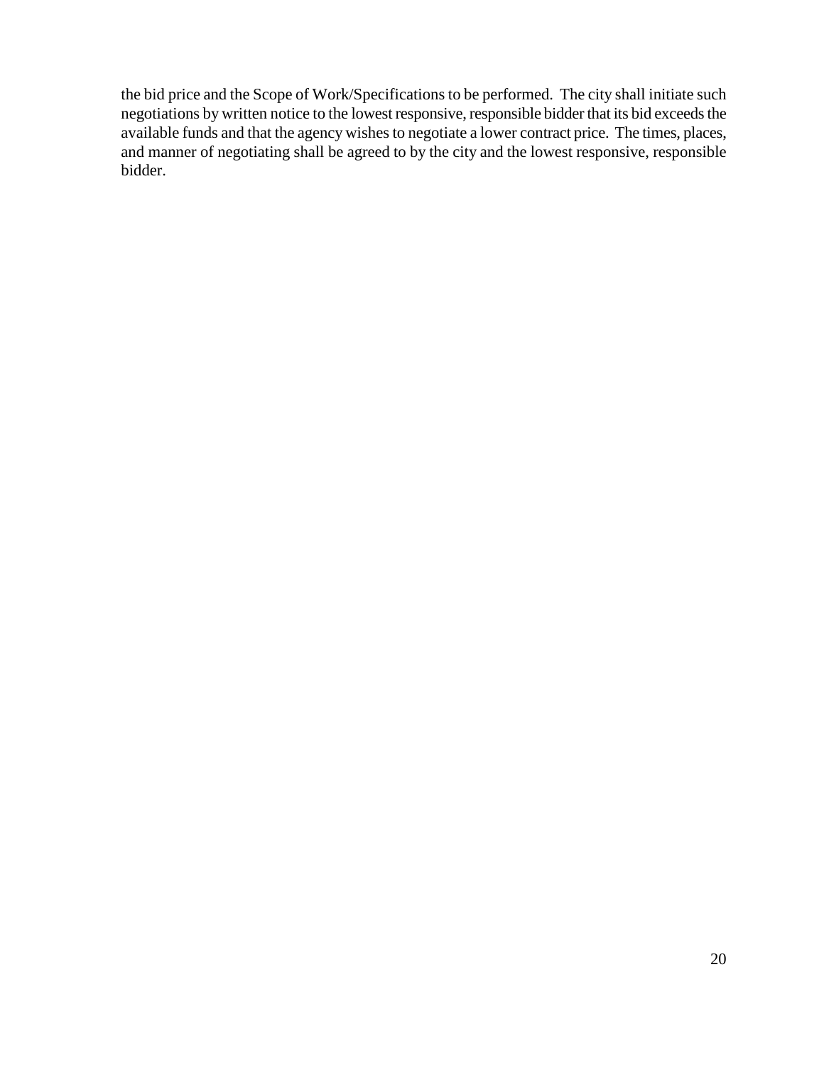the bid price and the Scope of Work/Specifications to be performed. The city shall initiate such negotiations by written notice to the lowest responsive, responsible bidder that its bid exceeds the available funds and that the agency wishes to negotiate a lower contract price. The times, places, and manner of negotiating shall be agreed to by the city and the lowest responsive, responsible bidder.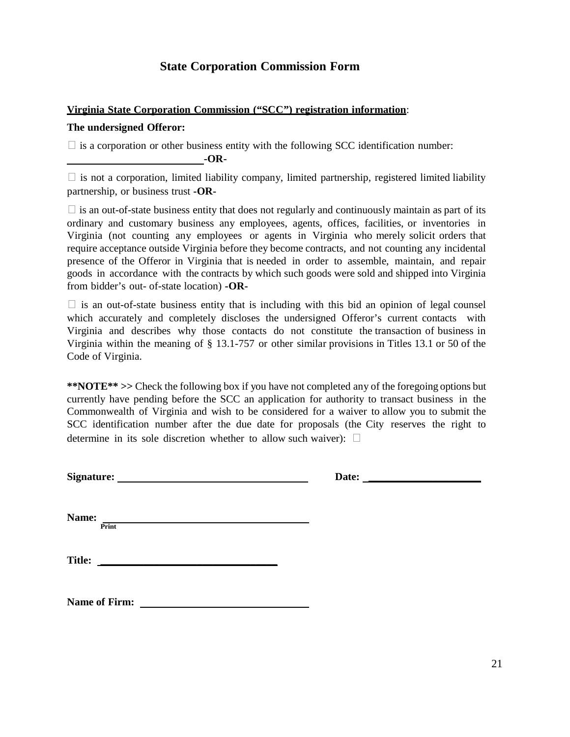## State Corporation Commission Form

**Virginia State Corporation Commission ("SCC") registration information**:

**The undersigned Offeror:**

☐ is a corporation or other business entity with the following SCC identification number: ______________________ **-OR-**

☐ is not a corporation, limited liability company, limited partnership, registered limited liability partnership, or business trust **-OR-**

☐ is an out-of-state business entity that does not regularly and continuously maintain as part of its ordinary and customary business any employees, agents, offices, facilities, or inventories in Virginia (not counting any employees or agents in Virginia who merely solicit orders that require acceptance outside Virginia before they become contracts, and not counting any incidental presence of the Offeror in Virginia that is needed in order to assemble, maintain, and repair goods in accordance with the contracts by which such goods were sold and shipped into Virginia from bidder's out- of-state location) **-OR-**

☐ is an out-of-state business entity that is including with this bid an opinion of legal counsel which accurately and completely discloses the undersigned Offeror's current contacts with Virginia and describes why those contacts do not constitute the transaction of business in Virginia within the meaning of § 13.1-757 or other similar provisions in Titles 13.1 or 50 of the Code of Virginia.

**\*\*NOTE\*\* >>** Check the following box if you have not completed any of the foregoing options but currently have pending before the SCC an application for authority to transact business in the Commonwealth of Virginia and wish to be considered for a waiver to allow you to submit the SCC identification number after the due date for proposals (the City reserves the right to determine in its sole discretion whether to allow such waiver): ☐

**Signature:** ________________________________ **Date:** ______________________

**Name:** ________________________________
Print

**Title:** ________________________________

**Name of Firm:** ________________________________